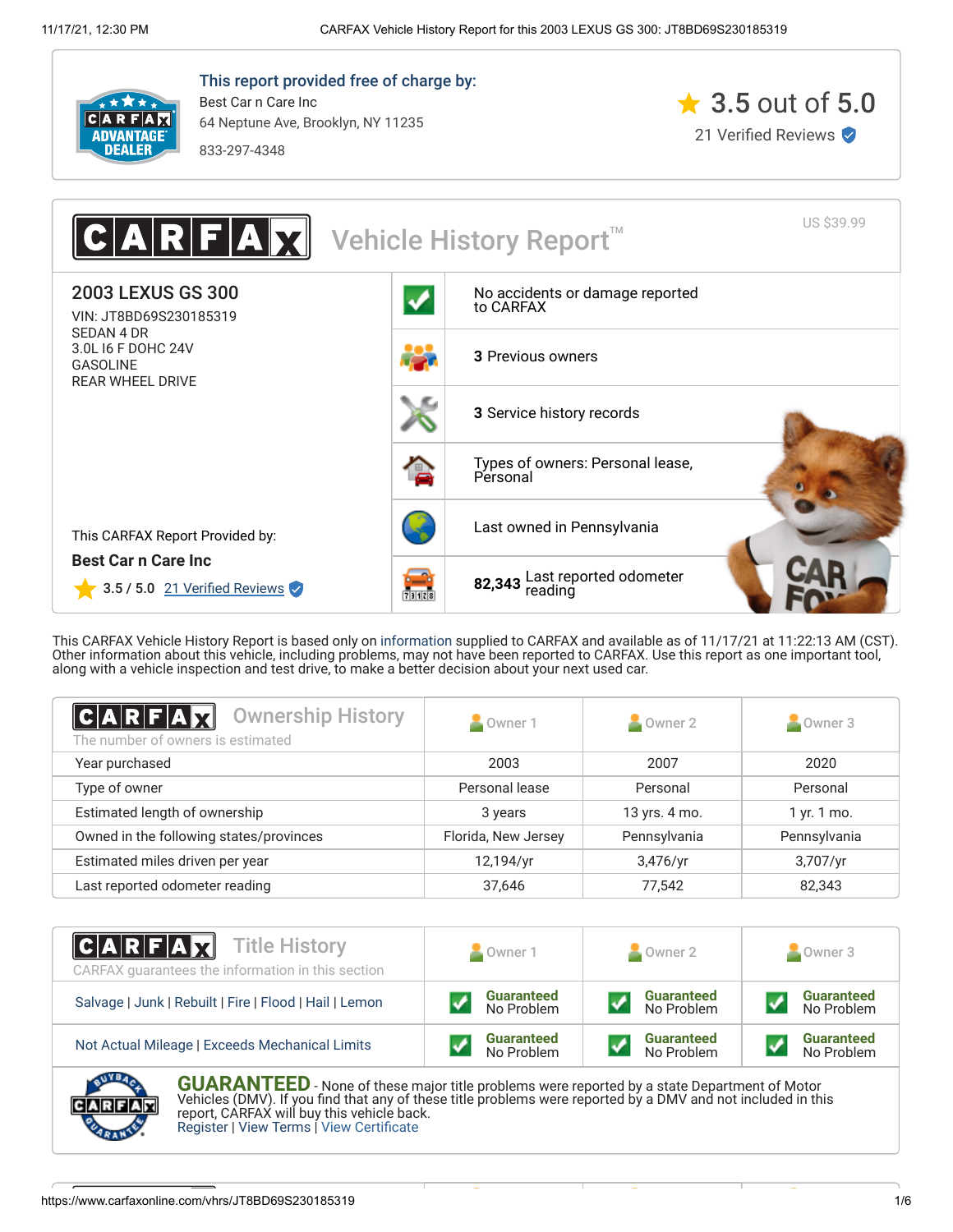**This report provided free of charge by:**

Best Car n Care Inc
64 Neptune Ave, Brooklyn, NY 11235
833-297-4348

3.5 out of 5.0
21 Verified Reviews

# CARFAX Vehicle History Report™

US $39.99

## 2003 LEXUS GS 300

VIN: JT8BD69S230185319
SEDAN 4 DR
3.0L I6 F DOHC 24V
GASOLINE
REAR WHEEL DRIVE

- No accidents or damage reported to CARFAX
- **3** Previous owners
- **3** Service history records
- Types of owners: Personal lease, Personal
- Last owned in Pennsylvania
- **82,343** Last reported odometer reading

This CARFAX Report Provided by:
**Best Car n Care Inc**
3.5 / 5.0 21 Verified Reviews

This CARFAX Vehicle History Report is based only on information supplied to CARFAX and available as of 11/17/21 at 11:22:13 AM (CST). Other information about this vehicle, including problems, may not have been reported to CARFAX. Use this report as one important tool, along with a vehicle inspection and test drive, to make a better decision about your next used car.

## CARFAX Ownership History

The number of owners is estimated

| | Owner 1 | Owner 2 | Owner 3 |
|---|---|---|---|
| Year purchased | 2003 | 2007 | 2020 |
| Type of owner | Personal lease | Personal | Personal |
| Estimated length of ownership | 3 years | 13 yrs. 4 mo. | 1 yr. 1 mo. |
| Owned in the following states/provinces | Florida, New Jersey | Pennsylvania | Pennsylvania |
| Estimated miles driven per year | 12,194/yr | 3,476/yr | 3,707/yr |
| Last reported odometer reading | 37,646 | 77,542 | 82,343 |

## CARFAX Title History

CARFAX guarantees the information in this section

| | Owner 1 | Owner 2 | Owner 3 |
|---|---|---|---|
| Salvage \| Junk \| Rebuilt \| Fire \| Flood \| Hail \| Lemon | Guaranteed No Problem | Guaranteed No Problem | Guaranteed No Problem |
| Not Actual Mileage \| Exceeds Mechanical Limits | Guaranteed No Problem | Guaranteed No Problem | Guaranteed No Problem |

**GUARANTEED** - None of these major title problems were reported by a state Department of Motor Vehicles (DMV). If you find that any of these title problems were reported by a DMV and not included in this report, CARFAX will buy this vehicle back.
Register | View Terms | View Certificate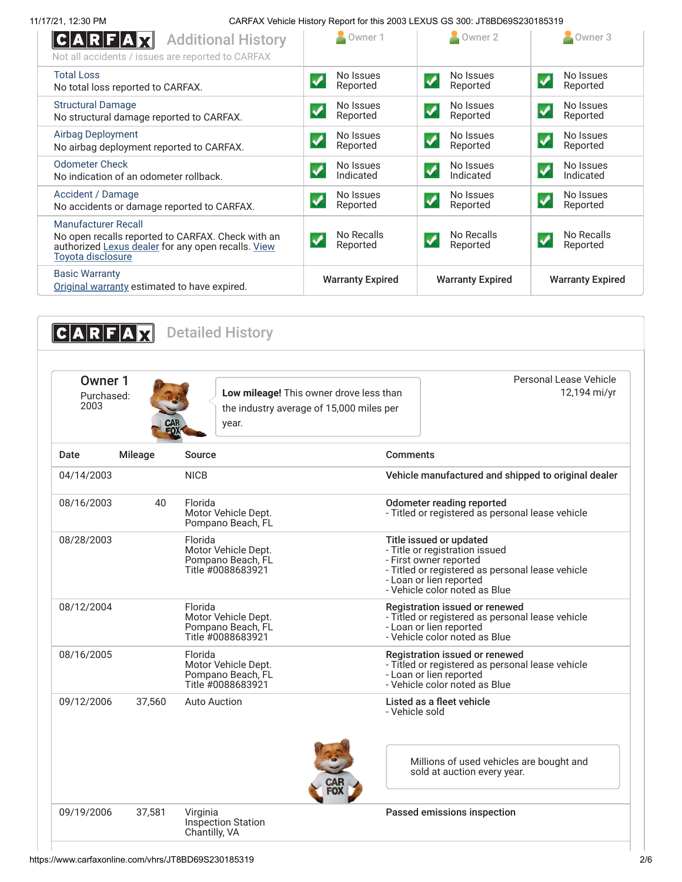## CARFAX Additional History

Not all accidents / issues are reported to CARFAX

| | Owner 1 | Owner 2 | Owner 3 |
|---|---|---|---|
| **Total Loss**<br>No total loss reported to CARFAX. | No Issues Reported | No Issues Reported | No Issues Reported |
| **Structural Damage**<br>No structural damage reported to CARFAX. | No Issues Reported | No Issues Reported | No Issues Reported |
| **Airbag Deployment**<br>No airbag deployment reported to CARFAX. | No Issues Reported | No Issues Reported | No Issues Reported |
| **Odometer Check**<br>No indication of an odometer rollback. | No Issues Indicated | No Issues Indicated | No Issues Indicated |
| **Accident / Damage**<br>No accidents or damage reported to CARFAX. | No Issues Reported | No Issues Reported | No Issues Reported |
| **Manufacturer Recall**<br>No open recalls reported to CARFAX. Check with an authorized Lexus dealer for any open recalls. View Toyota disclosure | No Recalls Reported | No Recalls Reported | No Recalls Reported |
| **Basic Warranty**<br>Original warranty estimated to have expired. | Warranty Expired | Warranty Expired | Warranty Expired |

## CARFAX Detailed History

### Owner 1

Purchased: 2003

**Low mileage!** This owner drove less than the industry average of 15,000 miles per year.

Personal Lease Vehicle
12,194 mi/yr

| Date | Mileage | Source | Comments |
|---|---|---|---|
| 04/14/2003 | | NICB | **Vehicle manufactured and shipped to original dealer** |
| 08/16/2003 | 40 | Florida<br>Motor Vehicle Dept.<br>Pompano Beach, FL | **Odometer reading reported**<br>- Titled or registered as personal lease vehicle |
| 08/28/2003 | | Florida<br>Motor Vehicle Dept.<br>Pompano Beach, FL<br>Title #0088683921 | **Title issued or updated**<br>- Title or registration issued<br>- First owner reported<br>- Titled or registered as personal lease vehicle<br>- Loan or lien reported<br>- Vehicle color noted as Blue |
| 08/12/2004 | | Florida<br>Motor Vehicle Dept.<br>Pompano Beach, FL<br>Title #0088683921 | **Registration issued or renewed**<br>- Titled or registered as personal lease vehicle<br>- Loan or lien reported<br>- Vehicle color noted as Blue |
| 08/16/2005 | | Florida<br>Motor Vehicle Dept.<br>Pompano Beach, FL<br>Title #0088683921 | **Registration issued or renewed**<br>- Titled or registered as personal lease vehicle<br>- Loan or lien reported<br>- Vehicle color noted as Blue |
| 09/12/2006 | 37,560 | Auto Auction | **Listed as a fleet vehicle**<br>- Vehicle sold<br><br>Millions of used vehicles are bought and sold at auction every year. |
| 09/19/2006 | 37,581 | Virginia<br>Inspection Station<br>Chantilly, VA | **Passed emissions inspection** |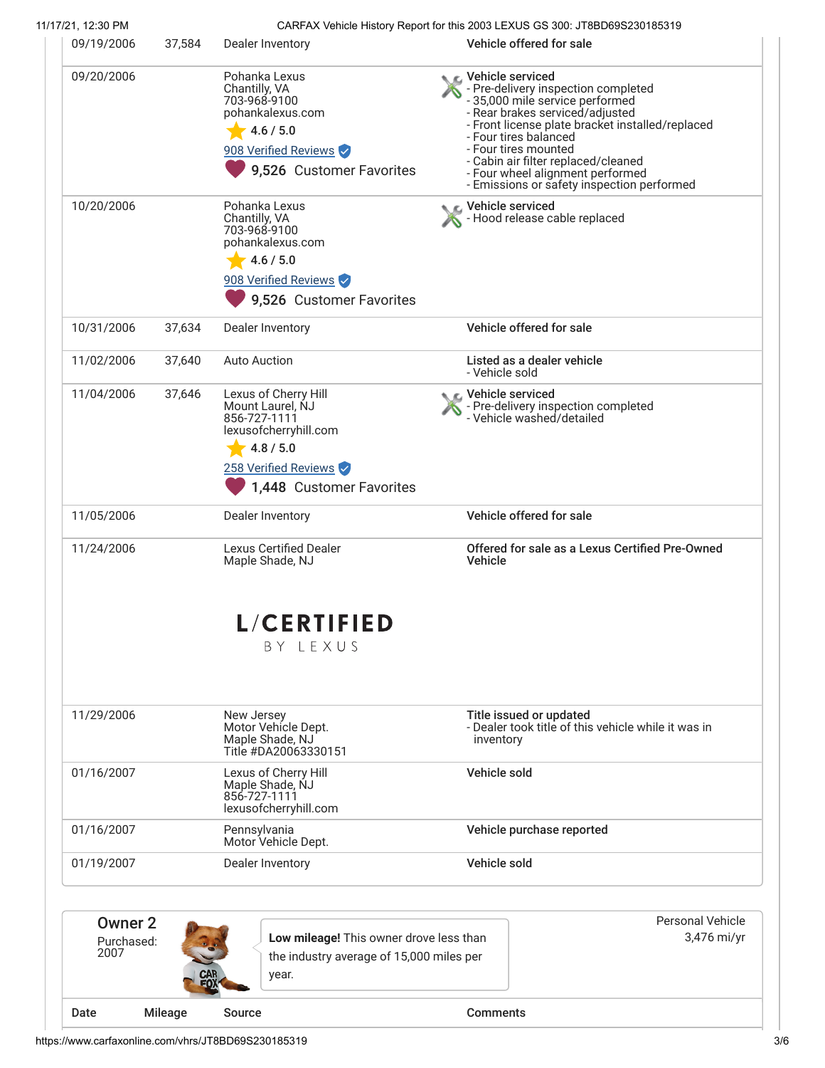| Date | Mileage | Source | Comments |
| --- | --- | --- | --- |
| 09/19/2006 | 37,584 | Dealer Inventory | **Vehicle offered for sale** |
| 09/20/2006 | | Pohanka Lexus<br>Chantilly, VA<br>703-968-9100<br>pohankalexus.com<br>4.6 / 5.0<br>908 Verified Reviews<br>9,526 Customer Favorites | **Vehicle serviced**<br>- Pre-delivery inspection completed<br>- 35,000 mile service performed<br>- Rear brakes serviced/adjusted<br>- Front license plate bracket installed/replaced<br>- Four tires balanced<br>- Four tires mounted<br>- Cabin air filter replaced/cleaned<br>- Four wheel alignment performed<br>- Emissions or safety inspection performed |
| 10/20/2006 | | Pohanka Lexus<br>Chantilly, VA<br>703-968-9100<br>pohankalexus.com<br>4.6 / 5.0<br>908 Verified Reviews<br>9,526 Customer Favorites | **Vehicle serviced**<br>- Hood release cable replaced |
| 10/31/2006 | 37,634 | Dealer Inventory | **Vehicle offered for sale** |
| 11/02/2006 | 37,640 | Auto Auction | **Listed as a dealer vehicle**<br>- Vehicle sold |
| 11/04/2006 | 37,646 | Lexus of Cherry Hill<br>Mount Laurel, NJ<br>856-727-1111<br>lexusofcherryhill.com<br>4.8 / 5.0<br>258 Verified Reviews<br>1,448 Customer Favorites | **Vehicle serviced**<br>- Pre-delivery inspection completed<br>- Vehicle washed/detailed |
| 11/05/2006 | | Dealer Inventory | **Vehicle offered for sale** |
| 11/24/2006 | | Lexus Certified Dealer<br>Maple Shade, NJ<br>L/CERTIFIED BY LEXUS | **Offered for sale as a Lexus Certified Pre-Owned Vehicle** |
| 11/29/2006 | | New Jersey<br>Motor Vehicle Dept.<br>Maple Shade, NJ<br>Title #DA20063330151 | **Title issued or updated**<br>- Dealer took title of this vehicle while it was in inventory |
| 01/16/2007 | | Lexus of Cherry Hill<br>Maple Shade, NJ<br>856-727-1111<br>lexusofcherryhill.com | **Vehicle sold** |
| 01/16/2007 | | Pennsylvania<br>Motor Vehicle Dept. | **Vehicle purchase reported** |
| 01/19/2007 | | Dealer Inventory | **Vehicle sold** |

## Owner 2

Purchased: 2007

**Low mileage!** This owner drove less than the industry average of 15,000 miles per year.

Personal Vehicle
3,476 mi/yr

| Date | Mileage | Source | Comments |
| --- | --- | --- | --- |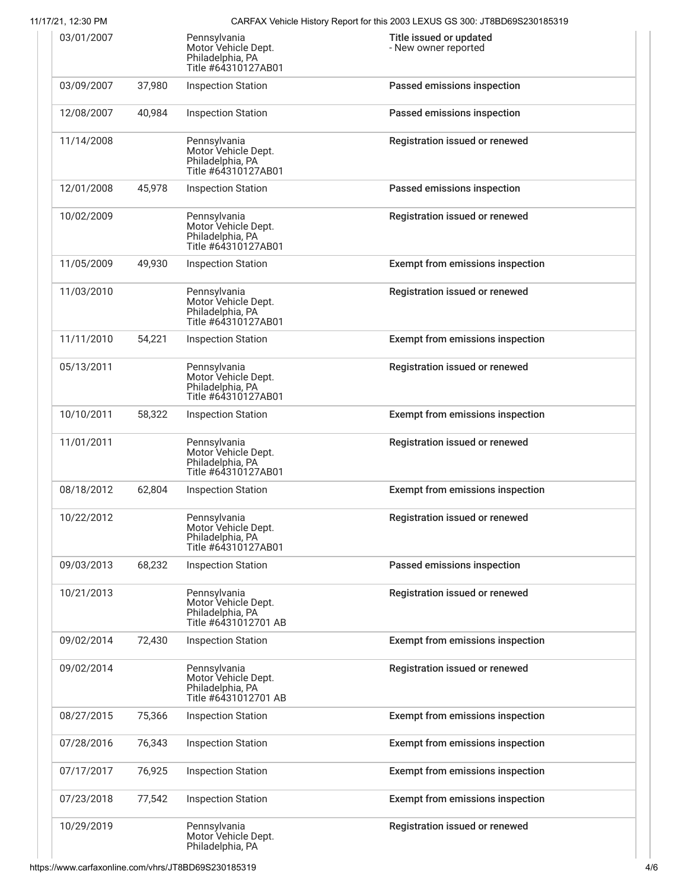| | | | |
|---|---|---|---|
| 03/01/2007 | | Pennsylvania Motor Vehicle Dept. Philadelphia, PA Title #64310127AB01 | **Title issued or updated** - New owner reported |
| 03/09/2007 | 37,980 | Inspection Station | **Passed emissions inspection** |
| 12/08/2007 | 40,984 | Inspection Station | **Passed emissions inspection** |
| 11/14/2008 | | Pennsylvania Motor Vehicle Dept. Philadelphia, PA Title #64310127AB01 | **Registration issued or renewed** |
| 12/01/2008 | 45,978 | Inspection Station | **Passed emissions inspection** |
| 10/02/2009 | | Pennsylvania Motor Vehicle Dept. Philadelphia, PA Title #64310127AB01 | **Registration issued or renewed** |
| 11/05/2009 | 49,930 | Inspection Station | **Exempt from emissions inspection** |
| 11/03/2010 | | Pennsylvania Motor Vehicle Dept. Philadelphia, PA Title #64310127AB01 | **Registration issued or renewed** |
| 11/11/2010 | 54,221 | Inspection Station | **Exempt from emissions inspection** |
| 05/13/2011 | | Pennsylvania Motor Vehicle Dept. Philadelphia, PA Title #64310127AB01 | **Registration issued or renewed** |
| 10/10/2011 | 58,322 | Inspection Station | **Exempt from emissions inspection** |
| 11/01/2011 | | Pennsylvania Motor Vehicle Dept. Philadelphia, PA Title #64310127AB01 | **Registration issued or renewed** |
| 08/18/2012 | 62,804 | Inspection Station | **Exempt from emissions inspection** |
| 10/22/2012 | | Pennsylvania Motor Vehicle Dept. Philadelphia, PA Title #64310127AB01 | **Registration issued or renewed** |
| 09/03/2013 | 68,232 | Inspection Station | **Passed emissions inspection** |
| 10/21/2013 | | Pennsylvania Motor Vehicle Dept. Philadelphia, PA Title #6431012701 AB | **Registration issued or renewed** |
| 09/02/2014 | 72,430 | Inspection Station | **Exempt from emissions inspection** |
| 09/02/2014 | | Pennsylvania Motor Vehicle Dept. Philadelphia, PA Title #6431012701 AB | **Registration issued or renewed** |
| 08/27/2015 | 75,366 | Inspection Station | **Exempt from emissions inspection** |
| 07/28/2016 | 76,343 | Inspection Station | **Exempt from emissions inspection** |
| 07/17/2017 | 76,925 | Inspection Station | **Exempt from emissions inspection** |
| 07/23/2018 | 77,542 | Inspection Station | **Exempt from emissions inspection** |
| 10/29/2019 | | Pennsylvania Motor Vehicle Dept. Philadelphia, PA | **Registration issued or renewed** |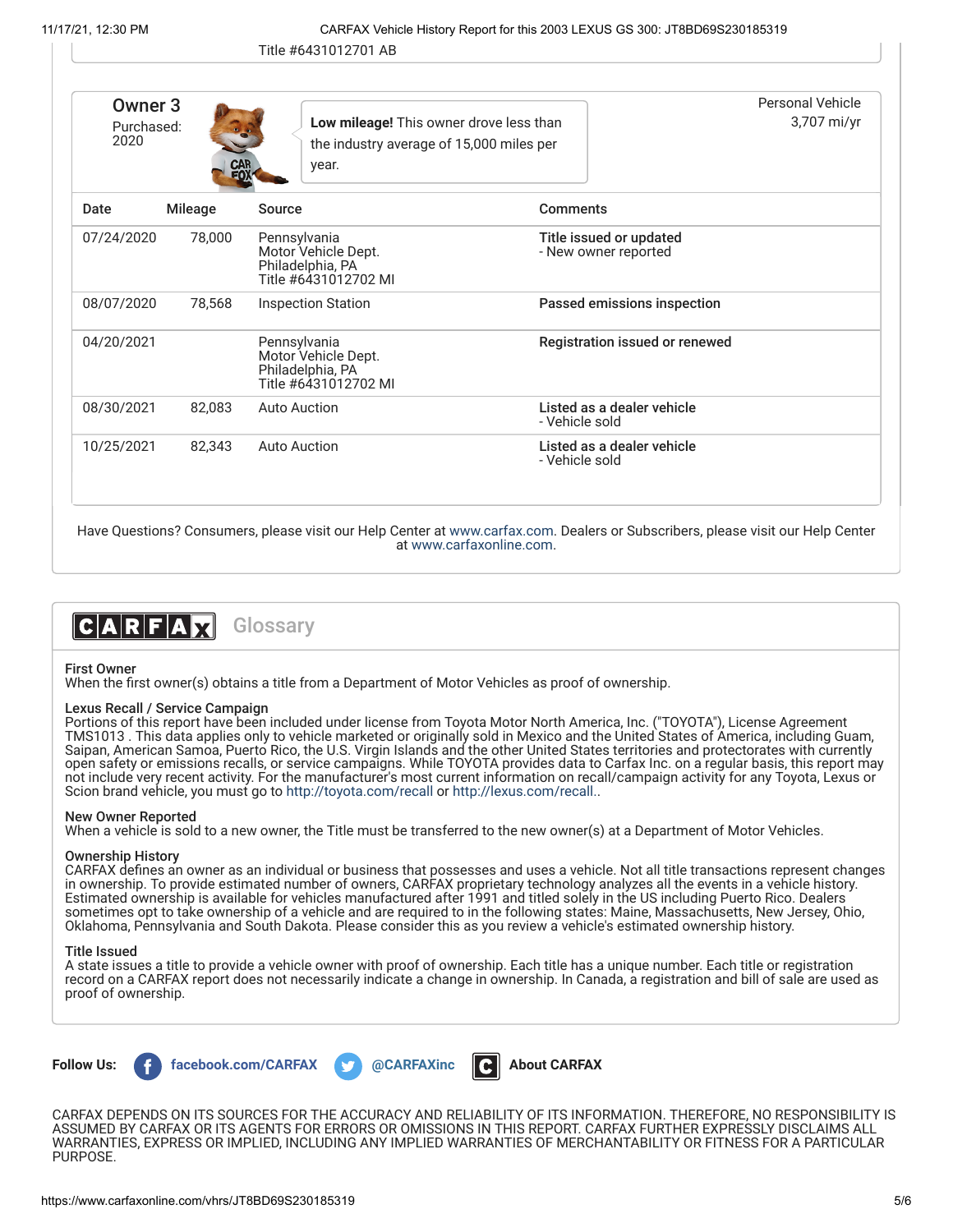Title #6431012701 AB

## Owner 3

Purchased: 2020

**Low mileage!** This owner drove less than the industry average of 15,000 miles per year.

Personal Vehicle
3,707 mi/yr

| Date | Mileage | Source | Comments |
| --- | --- | --- | --- |
| 07/24/2020 | 78,000 | Pennsylvania Motor Vehicle Dept. Philadelphia, PA Title #6431012702 MI | **Title issued or updated** - New owner reported |
| 08/07/2020 | 78,568 | Inspection Station | **Passed emissions inspection** |
| 04/20/2021 | | Pennsylvania Motor Vehicle Dept. Philadelphia, PA Title #6431012702 MI | **Registration issued or renewed** |
| 08/30/2021 | 82,083 | Auto Auction | **Listed as a dealer vehicle** - Vehicle sold |
| 10/25/2021 | 82,343 | Auto Auction | **Listed as a dealer vehicle** - Vehicle sold |

Have Questions? Consumers, please visit our Help Center at www.carfax.com. Dealers or Subscribers, please visit our Help Center at www.carfaxonline.com.

## CARFAX Glossary

**First Owner**
When the first owner(s) obtains a title from a Department of Motor Vehicles as proof of ownership.

**Lexus Recall / Service Campaign**
Portions of this report have been included under license from Toyota Motor North America, Inc. ("TOYOTA"), License Agreement TMS1013 . This data applies only to vehicle marketed or originally sold in Mexico and the United States of America, including Guam, Saipan, American Samoa, Puerto Rico, the U.S. Virgin Islands and the other United States territories and protectorates with currently open safety or emissions recalls, or service campaigns. While TOYOTA provides data to Carfax Inc. on a regular basis, this report may not include very recent activity. For the manufacturer's most current information on recall/campaign activity for any Toyota, Lexus or Scion brand vehicle, you must go to http://toyota.com/recall or http://lexus.com/recall..

**New Owner Reported**
When a vehicle is sold to a new owner, the Title must be transferred to the new owner(s) at a Department of Motor Vehicles.

**Ownership History**
CARFAX defines an owner as an individual or business that possesses and uses a vehicle. Not all title transactions represent changes in ownership. To provide estimated number of owners, CARFAX proprietary technology analyzes all the events in a vehicle history. Estimated ownership is available for vehicles manufactured after 1991 and titled solely in the US including Puerto Rico. Dealers sometimes opt to take ownership of a vehicle and are required to in the following states: Maine, Massachusetts, New Jersey, Ohio, Oklahoma, Pennsylvania and South Dakota. Please consider this as you review a vehicle's estimated ownership history.

**Title Issued**
A state issues a title to provide a vehicle owner with proof of ownership. Each title has a unique number. Each title or registration record on a CARFAX report does not necessarily indicate a change in ownership. In Canada, a registration and bill of sale are used as proof of ownership.

**Follow Us:** facebook.com/CARFAX @CARFAXinc About CARFAX

CARFAX DEPENDS ON ITS SOURCES FOR THE ACCURACY AND RELIABILITY OF ITS INFORMATION. THEREFORE, NO RESPONSIBILITY IS ASSUMED BY CARFAX OR ITS AGENTS FOR ERRORS OR OMISSIONS IN THIS REPORT. CARFAX FURTHER EXPRESSLY DISCLAIMS ALL WARRANTIES, EXPRESS OR IMPLIED, INCLUDING ANY IMPLIED WARRANTIES OF MERCHANTABILITY OR FITNESS FOR A PARTICULAR PURPOSE.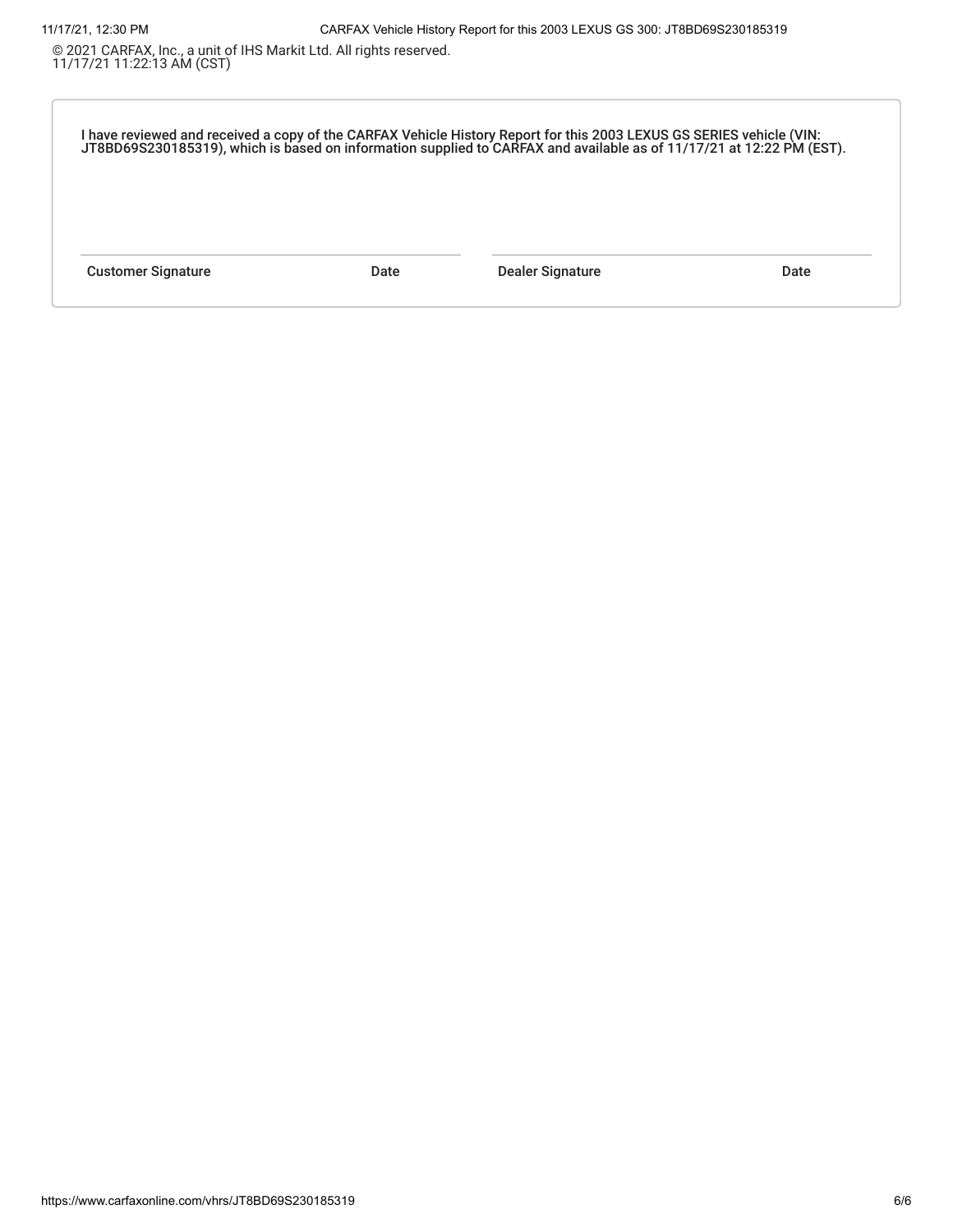© 2021 CARFAX, Inc., a unit of IHS Markit Ltd. All rights reserved.
11/17/21 11:22:13 AM (CST)

**I have reviewed and received a copy of the CARFAX Vehicle History Report for this 2003 LEXUS GS SERIES vehicle (VIN: JT8BD69S230185319), which is based on information supplied to CARFAX and available as of 11/17/21 at 12:22 PM (EST).**

| | | | |
|---|---|---|---|
| Customer Signature | Date | Dealer Signature | Date |